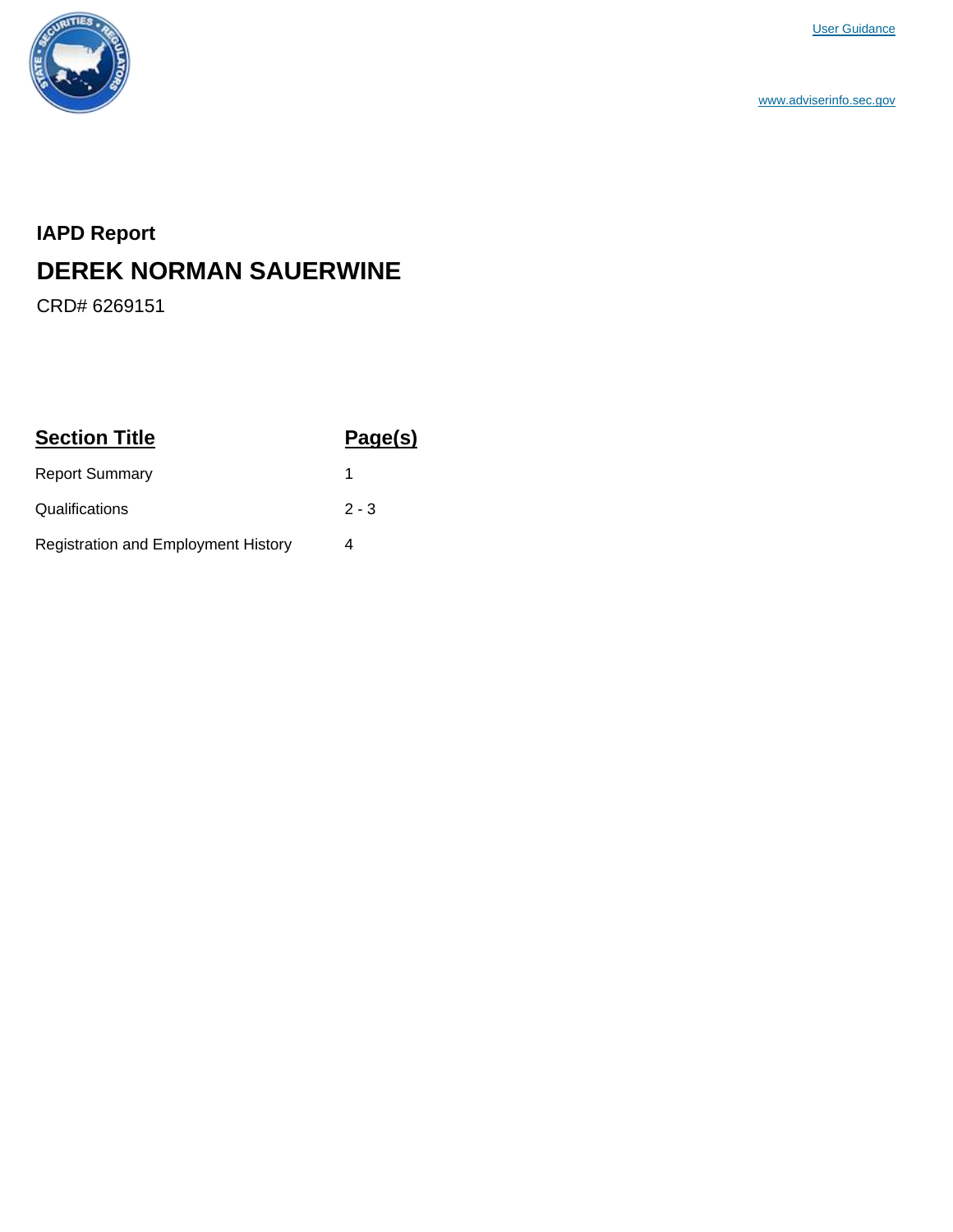User Guidance

www.adviserinfo.sec.gov

## IAPD Report

# DEREK NORMAN SAUERWINE

CRD# 6269151

| Section Title | Page(s) |
| --- | --- |
| Report Summary | 1 |
| Qualifications | 2 - 3 |
| Registration and Employment History | 4 |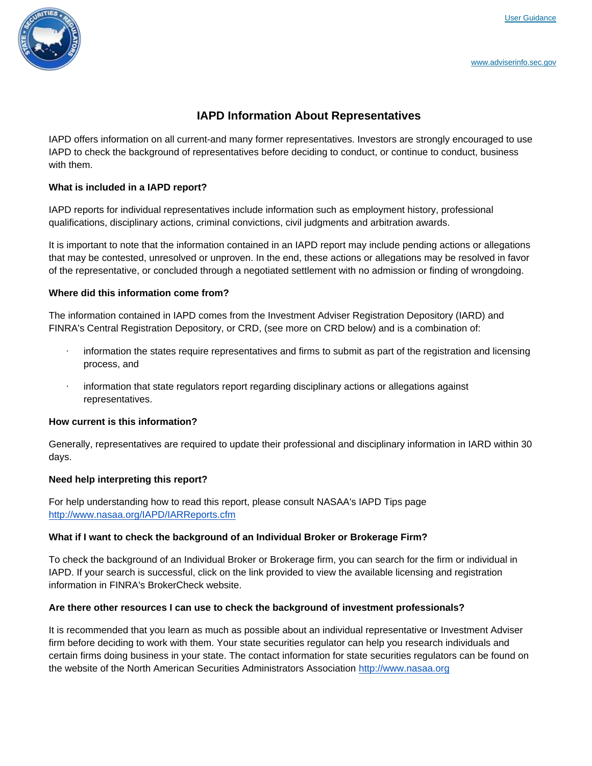# IAPD Information About Representatives

IAPD offers information on all current-and many former representatives. Investors are strongly encouraged to use IAPD to check the background of representatives before deciding to conduct, or continue to conduct, business with them.

**What is included in a IAPD report?**

IAPD reports for individual representatives include information such as employment history, professional qualifications, disciplinary actions, criminal convictions, civil judgments and arbitration awards.

It is important to note that the information contained in an IAPD report may include pending actions or allegations that may be contested, unresolved or unproven. In the end, these actions or allegations may be resolved in favor of the representative, or concluded through a negotiated settlement with no admission or finding of wrongdoing.

**Where did this information come from?**

The information contained in IAPD comes from the Investment Adviser Registration Depository (IARD) and FINRA's Central Registration Depository, or CRD, (see more on CRD below) and is a combination of:

- information the states require representatives and firms to submit as part of the registration and licensing process, and
- information that state regulators report regarding disciplinary actions or allegations against representatives.

**How current is this information?**

Generally, representatives are required to update their professional and disciplinary information in IARD within 30 days.

**Need help interpreting this report?**

For help understanding how to read this report, please consult NASAA's IAPD Tips page http://www.nasaa.org/IAPD/IARReports.cfm

**What if I want to check the background of an Individual Broker or Brokerage Firm?**

To check the background of an Individual Broker or Brokerage firm, you can search for the firm or individual in IAPD. If your search is successful, click on the link provided to view the available licensing and registration information in FINRA's BrokerCheck website.

**Are there other resources I can use to check the background of investment professionals?**

It is recommended that you learn as much as possible about an individual representative or Investment Adviser firm before deciding to work with them. Your state securities regulator can help you research individuals and certain firms doing business in your state. The contact information for state securities regulators can be found on the website of the North American Securities Administrators Association http://www.nasaa.org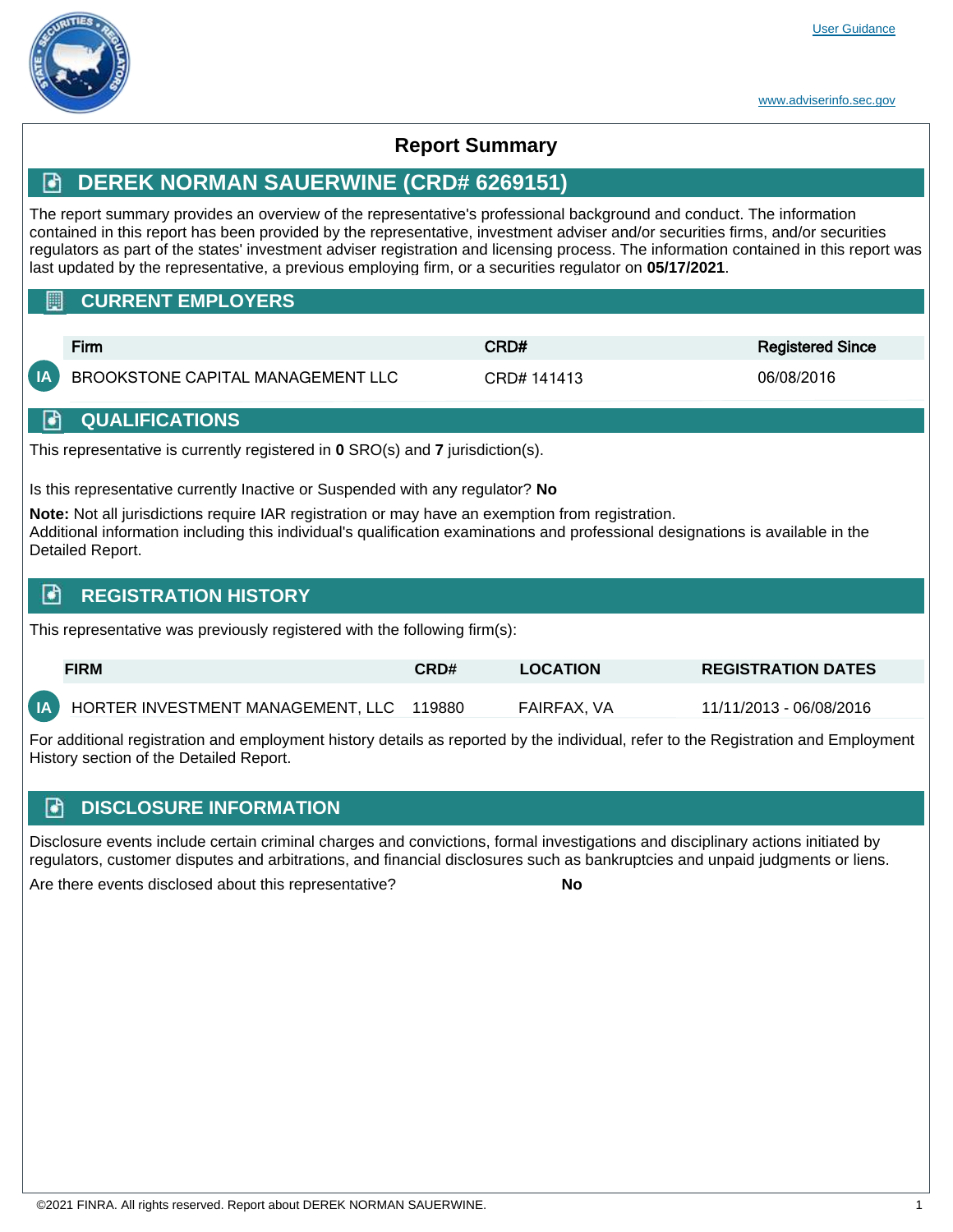User Guidance

www.adviserinfo.sec.gov

# Report Summary

## DEREK NORMAN SAUERWINE (CRD# 6269151)

The report summary provides an overview of the representative's professional background and conduct. The information contained in this report has been provided by the representative, investment adviser and/or securities firms, and/or securities regulators as part of the states' investment adviser registration and licensing process. The information contained in this report was last updated by the representative, a previous employing firm, or a securities regulator on **05/17/2021**.

## CURRENT EMPLOYERS

| | Firm | CRD# | Registered Since |
|---|---|---|---|
| IA | BROOKSTONE CAPITAL MANAGEMENT LLC | CRD# 141413 | 06/08/2016 |

## QUALIFICATIONS

This representative is currently registered in **0** SRO(s) and **7** jurisdiction(s).

Is this representative currently Inactive or Suspended with any regulator? **No**

**Note:** Not all jurisdictions require IAR registration or may have an exemption from registration.
Additional information including this individual's qualification examinations and professional designations is available in the Detailed Report.

## REGISTRATION HISTORY

This representative was previously registered with the following firm(s):

| | FIRM | CRD# | LOCATION | REGISTRATION DATES |
|---|---|---|---|---|
| IA | HORTER INVESTMENT MANAGEMENT, LLC | 119880 | FAIRFAX, VA | 11/11/2013 - 06/08/2016 |

For additional registration and employment history details as reported by the individual, refer to the Registration and Employment History section of the Detailed Report.

## DISCLOSURE INFORMATION

Disclosure events include certain criminal charges and convictions, formal investigations and disciplinary actions initiated by regulators, customer disputes and arbitrations, and financial disclosures such as bankruptcies and unpaid judgments or liens.

Are there events disclosed about this representative? **No**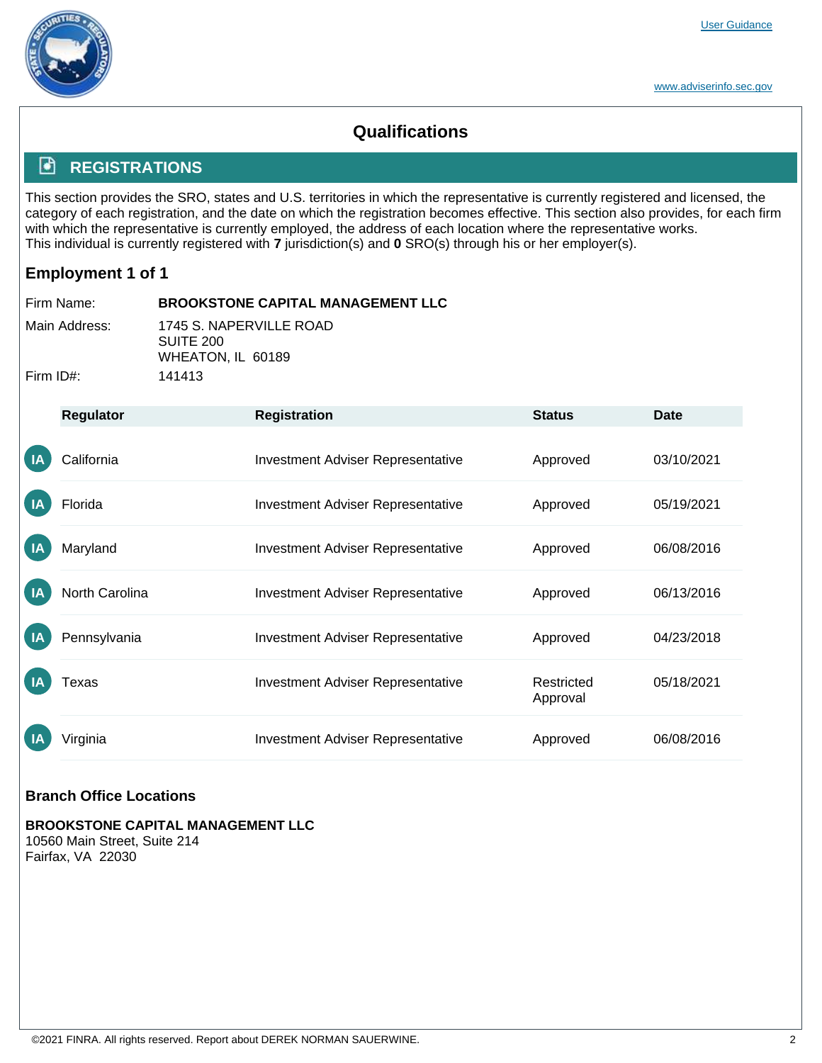# Qualifications

## REGISTRATIONS

This section provides the SRO, states and U.S. territories in which the representative is currently registered and licensed, the category of each registration, and the date on which the registration becomes effective. This section also provides, for each firm with which the representative is currently employed, the address of each location where the representative works.
This individual is currently registered with **7** jurisdiction(s) and **0** SRO(s) through his or her employer(s).

### Employment 1 of 1

Firm Name: **BROOKSTONE CAPITAL MANAGEMENT LLC**

Main Address: 1745 S. NAPERVILLE ROAD
SUITE 200
WHEATON, IL 60189

Firm ID#: 141413

| | Regulator | Registration | Status | Date |
|---|---|---|---|---|
| IA | California | Investment Adviser Representative | Approved | 03/10/2021 |
| IA | Florida | Investment Adviser Representative | Approved | 05/19/2021 |
| IA | Maryland | Investment Adviser Representative | Approved | 06/08/2016 |
| IA | North Carolina | Investment Adviser Representative | Approved | 06/13/2016 |
| IA | Pennsylvania | Investment Adviser Representative | Approved | 04/23/2018 |
| IA | Texas | Investment Adviser Representative | Restricted Approval | 05/18/2021 |
| IA | Virginia | Investment Adviser Representative | Approved | 06/08/2016 |

### Branch Office Locations

**BROOKSTONE CAPITAL MANAGEMENT LLC**
10560 Main Street, Suite 214
Fairfax, VA 22030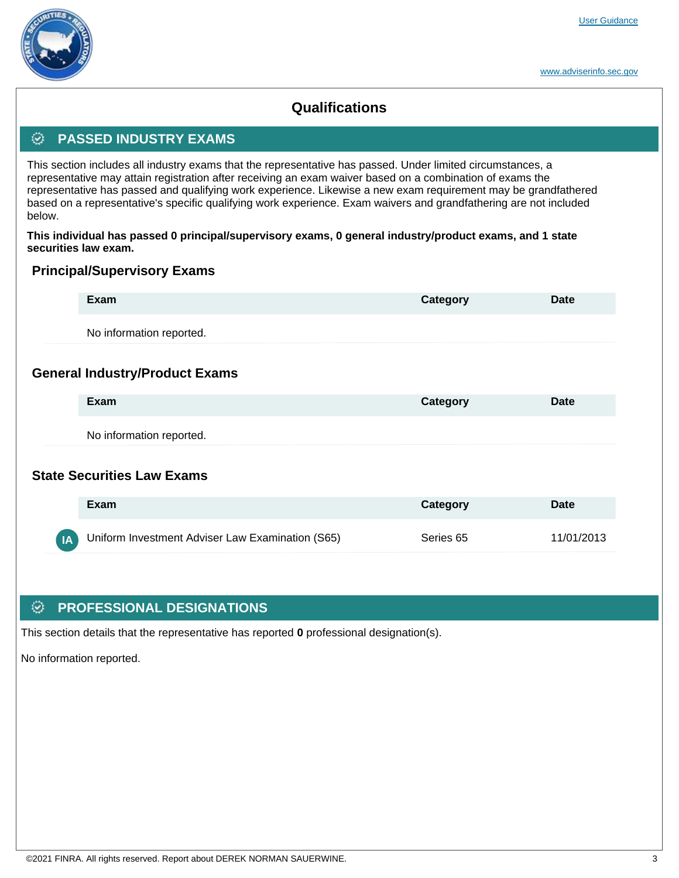# Qualifications

## PASSED INDUSTRY EXAMS

This section includes all industry exams that the representative has passed. Under limited circumstances, a representative may attain registration after receiving an exam waiver based on a combination of exams the representative has passed and qualifying work experience. Likewise a new exam requirement may be grandfathered based on a representative's specific qualifying work experience. Exam waivers and grandfathering are not included below.

**This individual has passed 0 principal/supervisory exams, 0 general industry/product exams, and 1 state securities law exam.**

### Principal/Supervisory Exams

| Exam | Category | Date |
| --- | --- | --- |
| No information reported. | | |

### General Industry/Product Exams

| Exam | Category | Date |
| --- | --- | --- |
| No information reported. | | |

### State Securities Law Exams

| | Exam | Category | Date |
| --- | --- | --- | --- |
| IA | Uniform Investment Adviser Law Examination (S65) | Series 65 | 11/01/2013 |

## PROFESSIONAL DESIGNATIONS

This section details that the representative has reported **0** professional designation(s).

No information reported.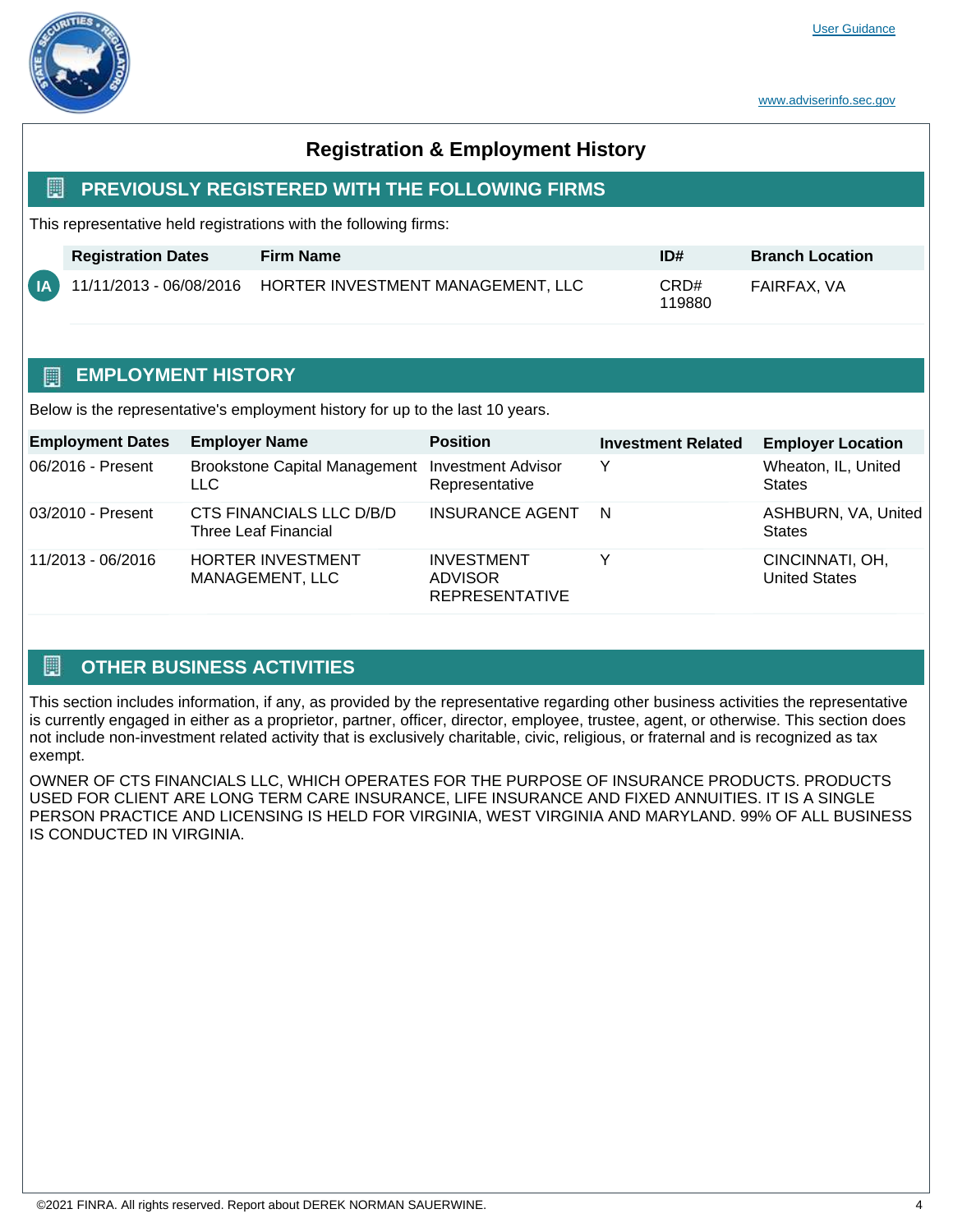## Registration & Employment History

### PREVIOUSLY REGISTERED WITH THE FOLLOWING FIRMS

This representative held registrations with the following firms:

| | Registration Dates | Firm Name | ID# | Branch Location |
|---|---|---|---|---|
| IA | 11/11/2013 - 06/08/2016 | HORTER INVESTMENT MANAGEMENT, LLC | CRD# 119880 | FAIRFAX, VA |

### EMPLOYMENT HISTORY

Below is the representative's employment history for up to the last 10 years.

| Employment Dates | Employer Name | Position | Investment Related | Employer Location |
|---|---|---|---|---|
| 06/2016 - Present | Brookstone Capital Management LLC | Investment Advisor Representative | Y | Wheaton, IL, United States |
| 03/2010 - Present | CTS FINANCIALS LLC D/B/D Three Leaf Financial | INSURANCE AGENT | N | ASHBURN, VA, United States |
| 11/2013 - 06/2016 | HORTER INVESTMENT MANAGEMENT, LLC | INVESTMENT ADVISOR REPRESENTATIVE | Y | CINCINNATI, OH, United States |

### OTHER BUSINESS ACTIVITIES

This section includes information, if any, as provided by the representative regarding other business activities the representative is currently engaged in either as a proprietor, partner, officer, director, employee, trustee, agent, or otherwise. This section does not include non-investment related activity that is exclusively charitable, civic, religious, or fraternal and is recognized as tax exempt.

OWNER OF CTS FINANCIALS LLC, WHICH OPERATES FOR THE PURPOSE OF INSURANCE PRODUCTS. PRODUCTS USED FOR CLIENT ARE LONG TERM CARE INSURANCE, LIFE INSURANCE AND FIXED ANNUITIES. IT IS A SINGLE PERSON PRACTICE AND LICENSING IS HELD FOR VIRGINIA, WEST VIRGINIA AND MARYLAND. 99% OF ALL BUSINESS IS CONDUCTED IN VIRGINIA.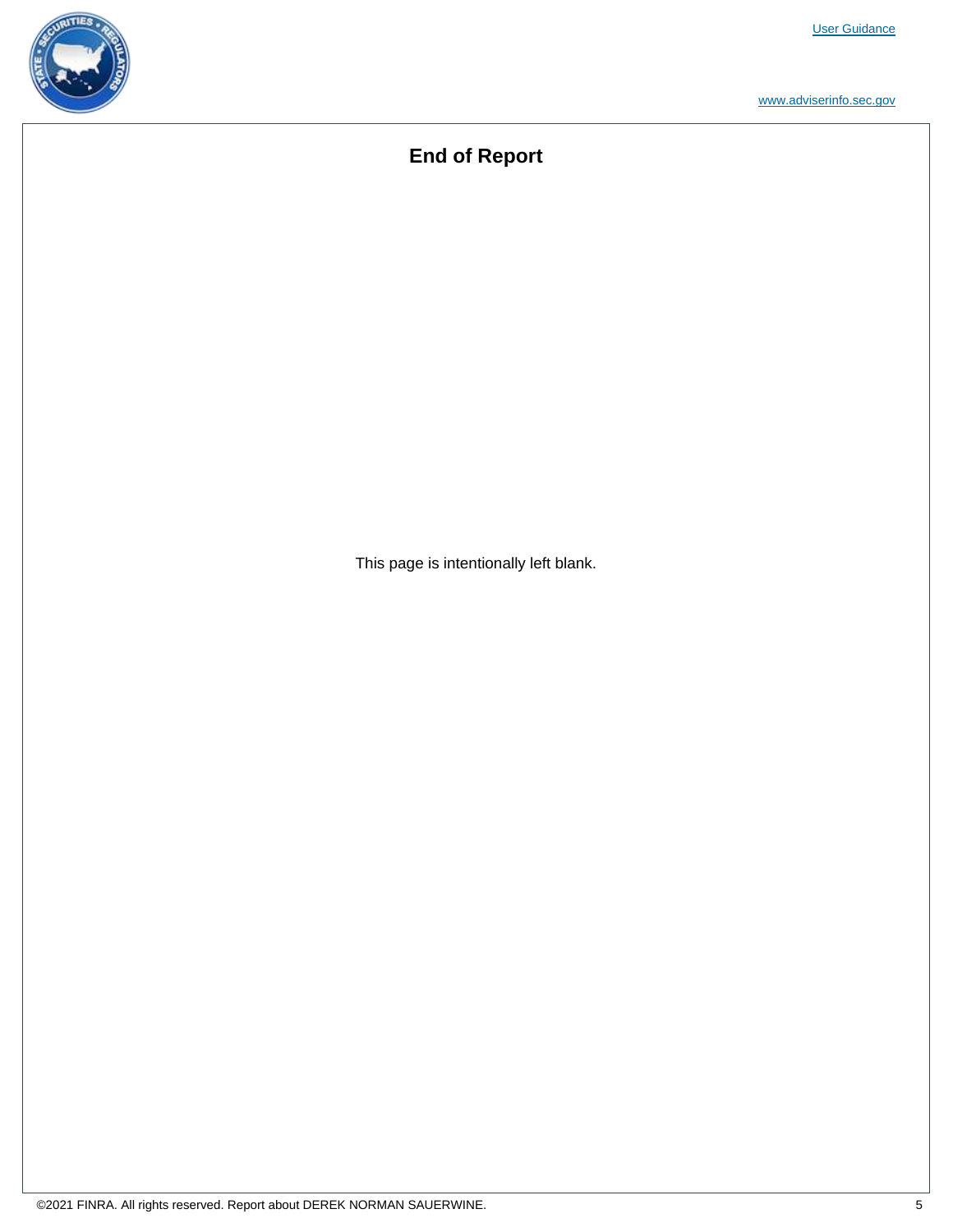# End of Report

This page is intentionally left blank.